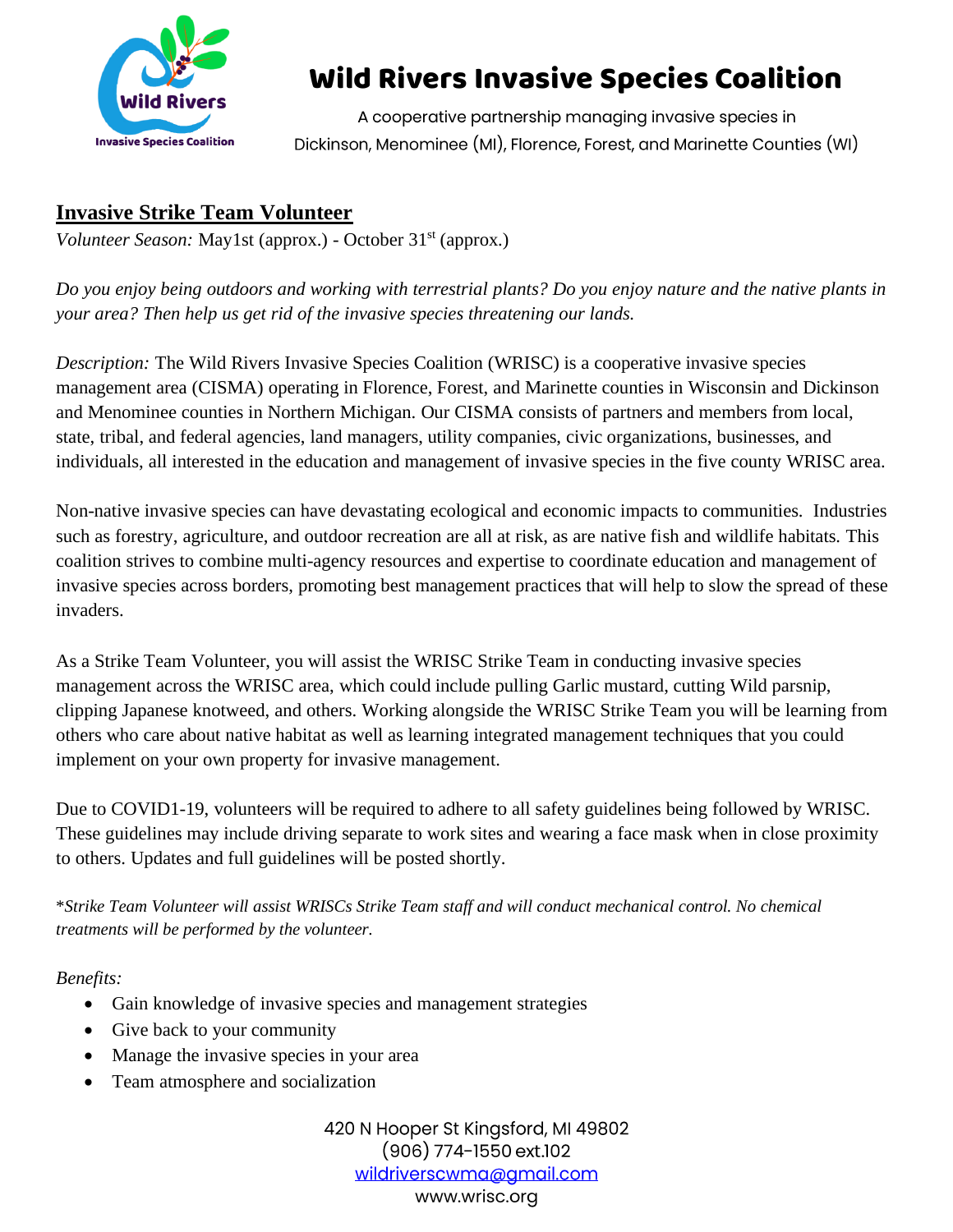# Wild Rivers Invasive Species Coalition

A cooperative partnership managing invasive species in Dickinson, Menominee (MI), Florence, Forest, and Marinette Counties (WI)

## Invasive Strike Team Volunteer

*Volunteer Season:* May1st (approx.) - October 31st (approx.)

*Do you enjoy being outdoors and working with terrestrial plants? Do you enjoy nature and the native plants in your area? Then help us get rid of the invasive species threatening our lands.*

*Description:* The Wild Rivers Invasive Species Coalition (WRISC) is a cooperative invasive species management area (CISMA) operating in Florence, Forest, and Marinette counties in Wisconsin and Dickinson and Menominee counties in Northern Michigan. Our CISMA consists of partners and members from local, state, tribal, and federal agencies, land managers, utility companies, civic organizations, businesses, and individuals, all interested in the education and management of invasive species in the five county WRISC area.

Non-native invasive species can have devastating ecological and economic impacts to communities. Industries such as forestry, agriculture, and outdoor recreation are all at risk, as are native fish and wildlife habitats. This coalition strives to combine multi-agency resources and expertise to coordinate education and management of invasive species across borders, promoting best management practices that will help to slow the spread of these invaders.

As a Strike Team Volunteer, you will assist the WRISC Strike Team in conducting invasive species management across the WRISC area, which could include pulling Garlic mustard, cutting Wild parsnip, clipping Japanese knotweed, and others. Working alongside the WRISC Strike Team you will be learning from others who care about native habitat as well as learning integrated management techniques that you could implement on your own property for invasive management.

Due to COVID1-19, volunteers will be required to adhere to all safety guidelines being followed by WRISC. These guidelines may include driving separate to work sites and wearing a face mask when in close proximity to others. Updates and full guidelines will be posted shortly.

*\*Strike Team Volunteer will assist WRISCs Strike Team staff and will conduct mechanical control. No chemical treatments will be performed by the volunteer.*

*Benefits:*

- Gain knowledge of invasive species and management strategies
- Give back to your community
- Manage the invasive species in your area
- Team atmosphere and socialization

420 N Hooper St Kingsford, MI 49802
(906) 774-1550 ext.102
wildriverscwma@gmail.com
www.wrisc.org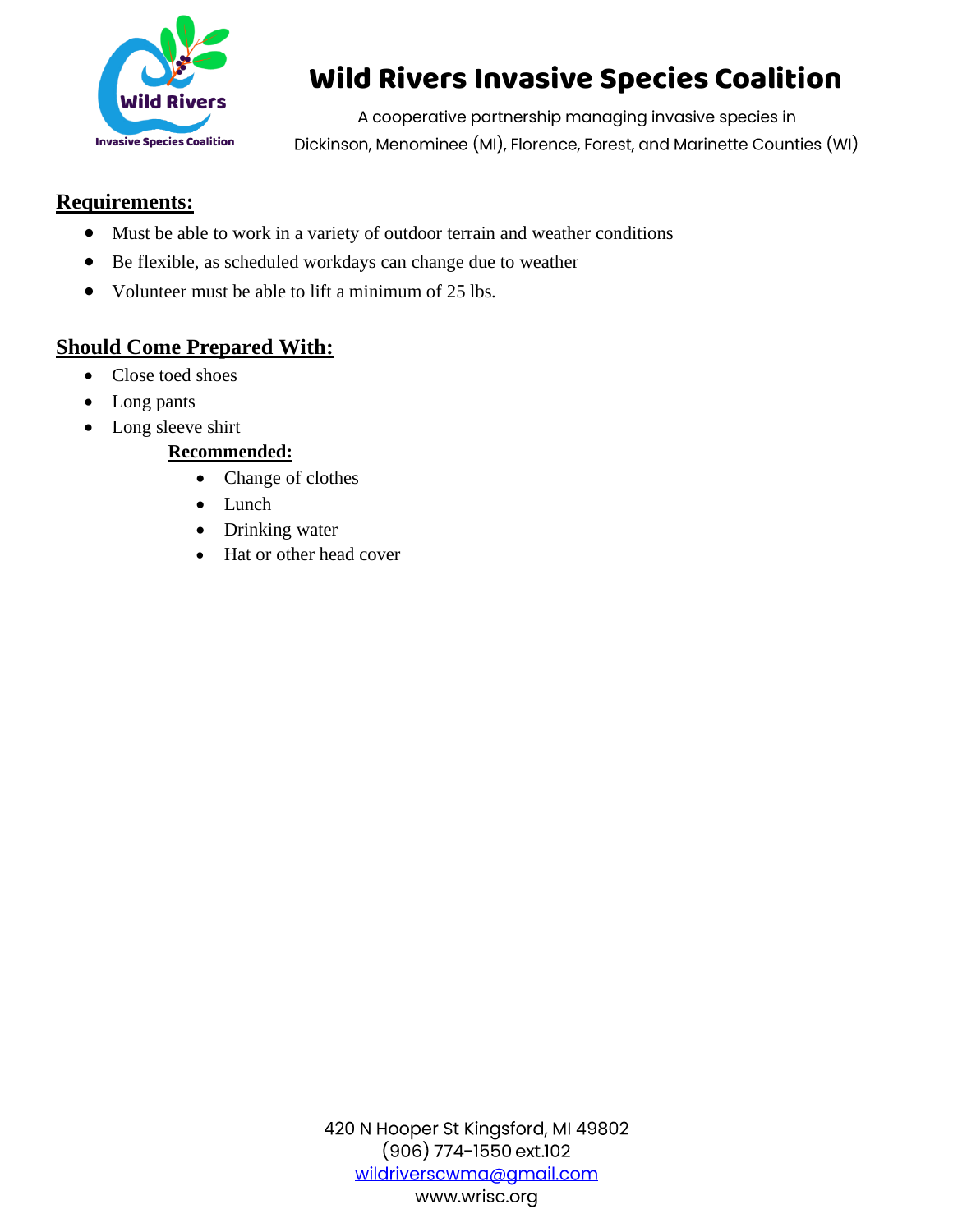# Wild Rivers Invasive Species Coalition

A cooperative partnership managing invasive species in
Dickinson, Menominee (MI), Florence, Forest, and Marinette Counties (WI)

## Requirements:

- Must be able to work in a variety of outdoor terrain and weather conditions
- Be flexible, as scheduled workdays can change due to weather
- Volunteer must be able to lift a minimum of 25 lbs.

## Should Come Prepared With:

- Close toed shoes
- Long pants
- Long sleeve shirt

### Recommended:

- Change of clothes
- Lunch
- Drinking water
- Hat or other head cover

420 N Hooper St Kingsford, MI 49802
(906) 774-1550 ext.102
wildriverscwma@gmail.com
www.wrisc.org